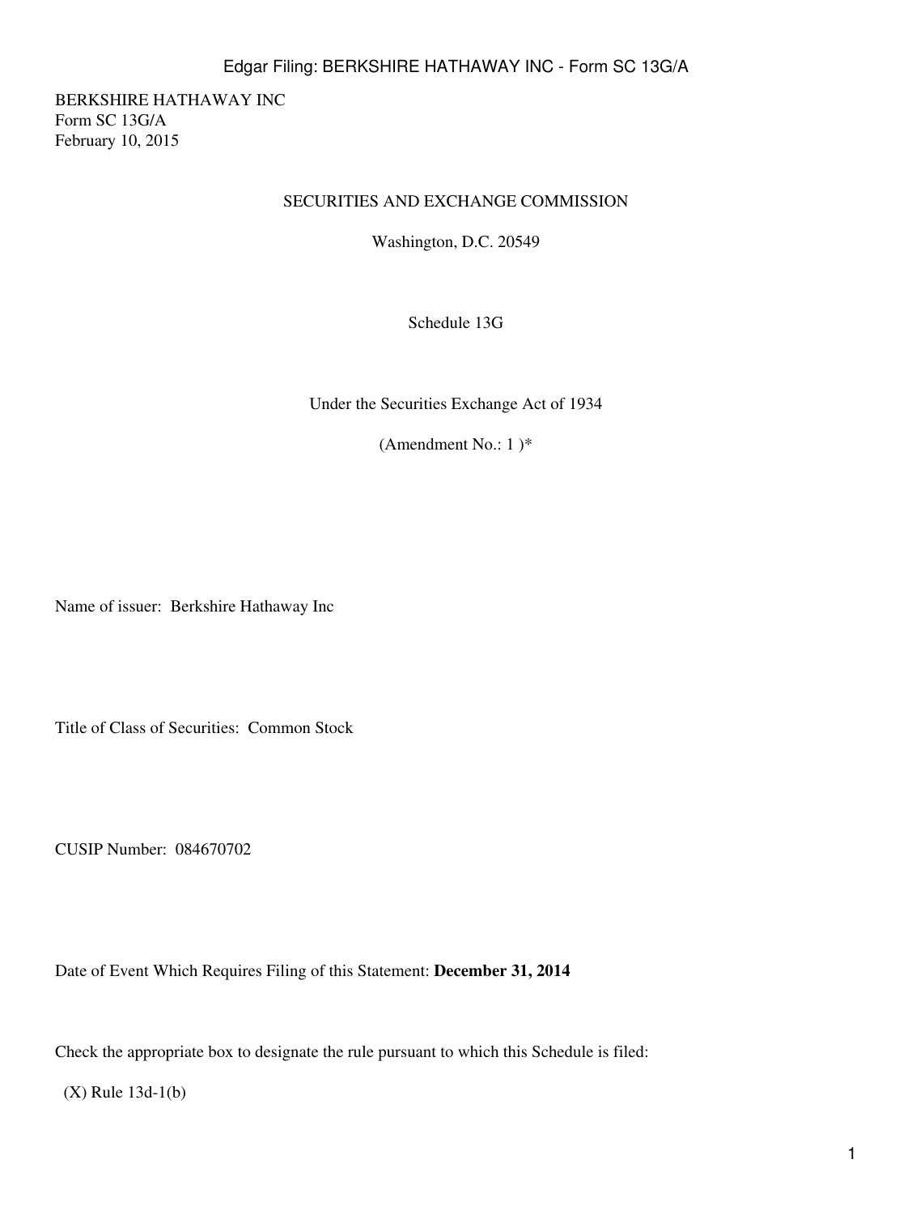BERKSHIRE HATHAWAY INC
Form SC 13G/A
February 10, 2015

SECURITIES AND EXCHANGE COMMISSION

Washington, D.C. 20549

Schedule 13G

Under the Securities Exchange Act of 1934

(Amendment No.: 1 )*

Name of issuer: Berkshire Hathaway Inc

Title of Class of Securities: Common Stock

CUSIP Number: 084670702

Date of Event Which Requires Filing of this Statement: **December 31, 2014**

Check the appropriate box to designate the rule pursuant to which this Schedule is filed:

(X) Rule 13d-1(b)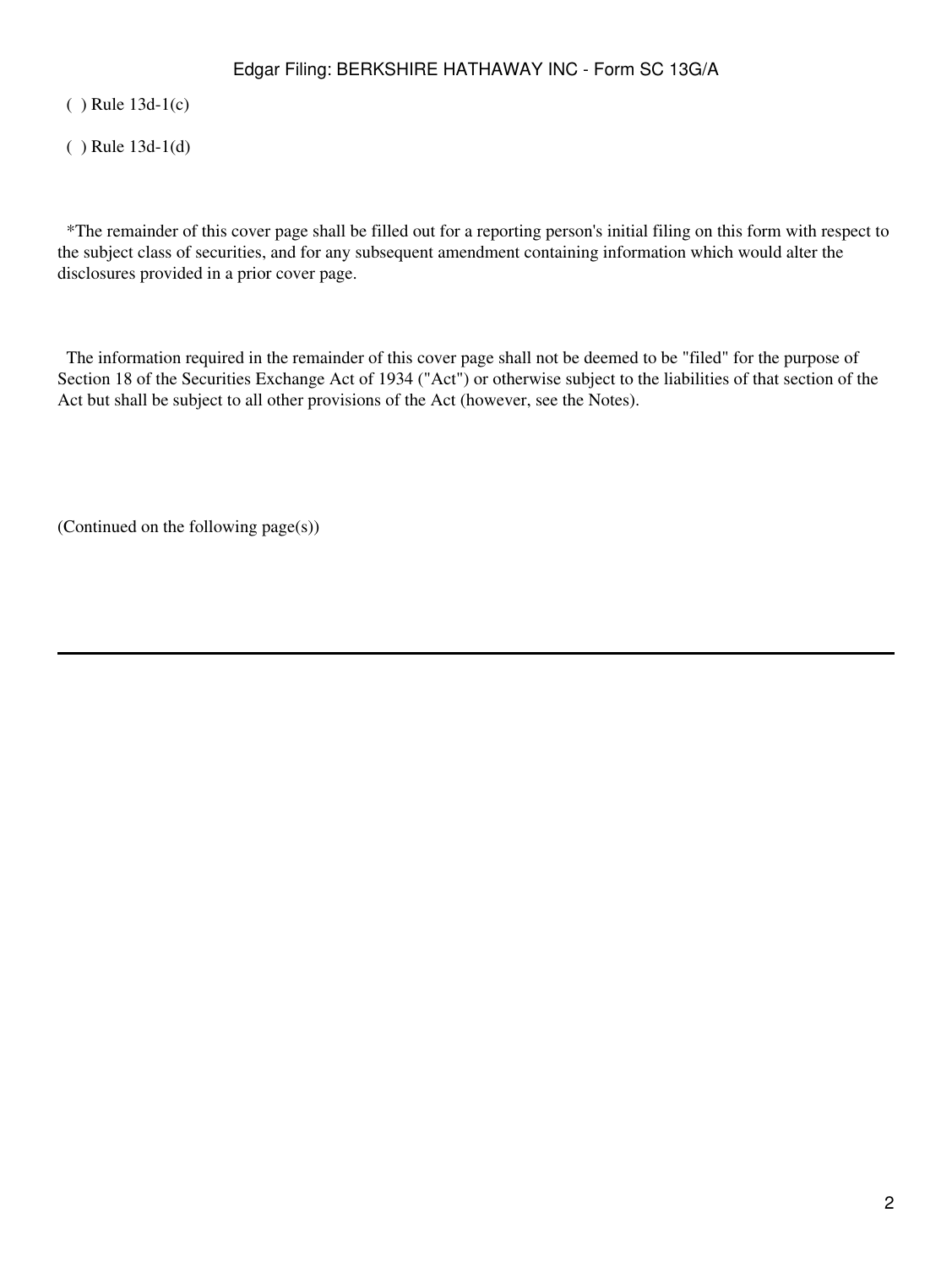( ) Rule 13d-1(c)

( ) Rule 13d-1(d)

*The remainder of this cover page shall be filled out for a reporting person's initial filing on this form with respect to the subject class of securities, and for any subsequent amendment containing information which would alter the disclosures provided in a prior cover page.

The information required in the remainder of this cover page shall not be deemed to be "filed" for the purpose of Section 18 of the Securities Exchange Act of 1934 ("Act") or otherwise subject to the liabilities of that section of the Act but shall be subject to all other provisions of the Act (however, see the Notes).

(Continued on the following page(s))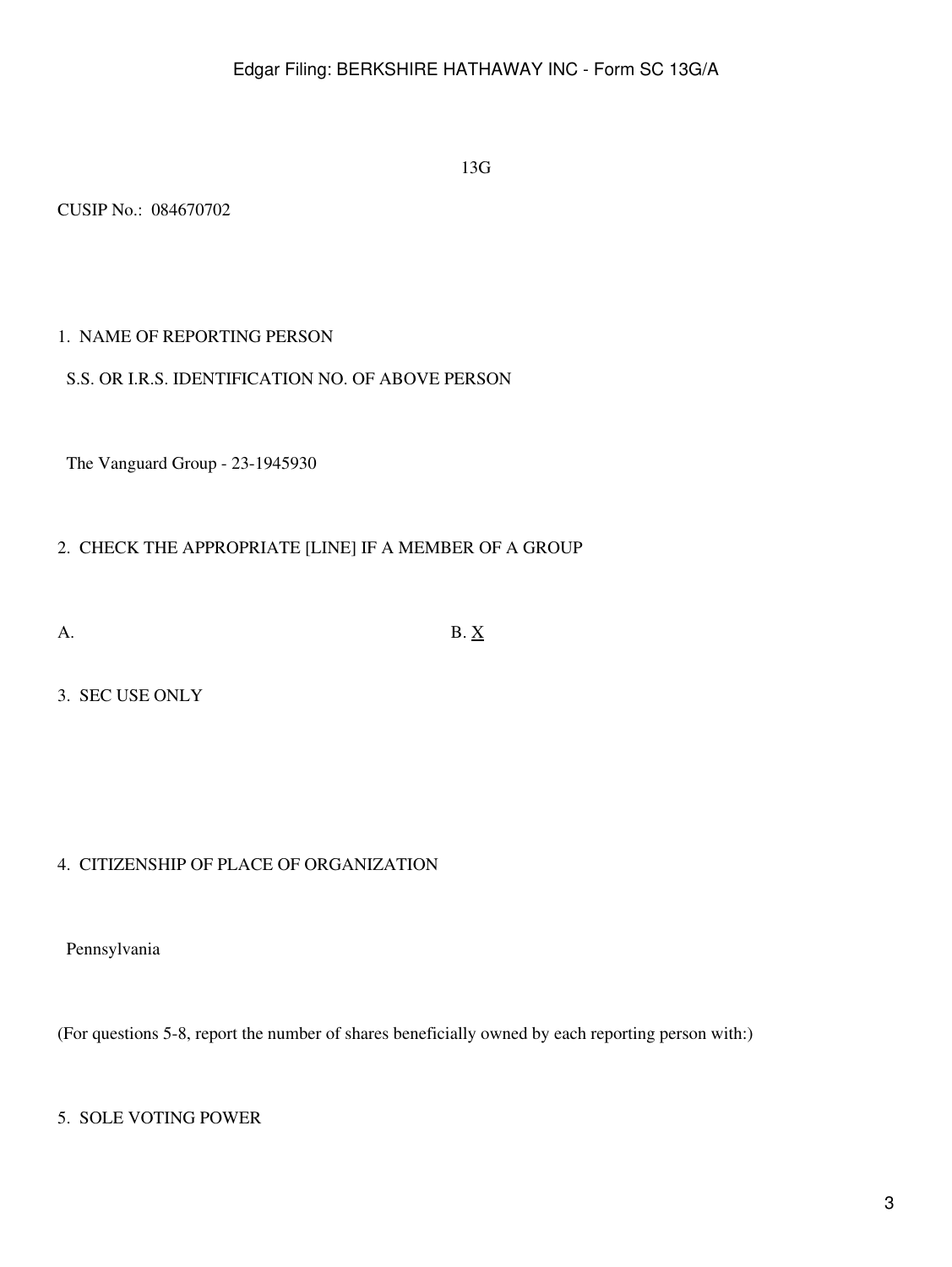13G

CUSIP No.: 084670702

1. NAME OF REPORTING PERSON

S.S. OR I.R.S. IDENTIFICATION NO. OF ABOVE PERSON

The Vanguard Group - 23-1945930

2. CHECK THE APPROPRIATE [LINE] IF A MEMBER OF A GROUP

A. B. X

3. SEC USE ONLY

4. CITIZENSHIP OF PLACE OF ORGANIZATION

Pennsylvania

(For questions 5-8, report the number of shares beneficially owned by each reporting person with:)

5. SOLE VOTING POWER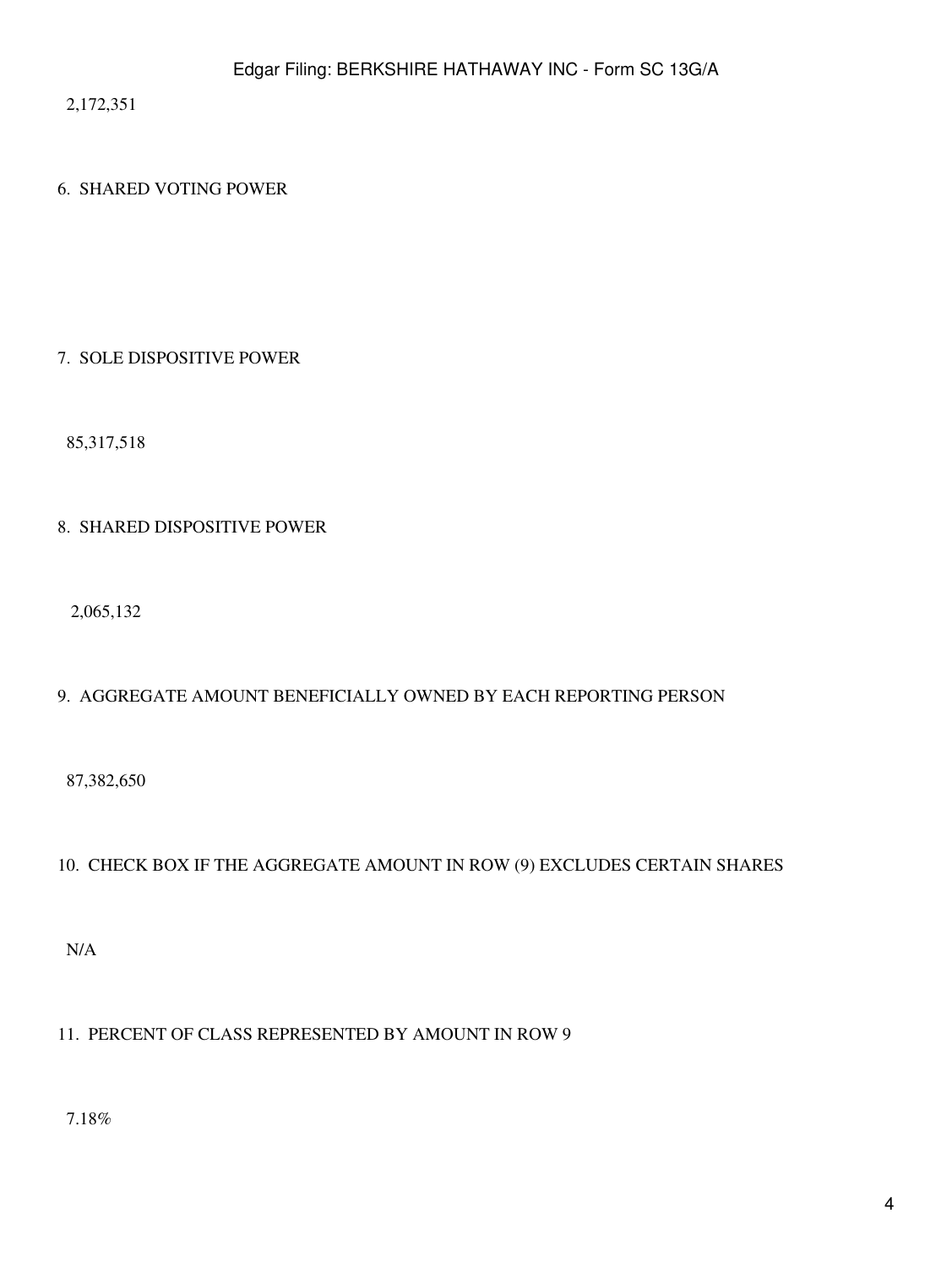2,172,351

6. SHARED VOTING POWER

7. SOLE DISPOSITIVE POWER

85,317,518

8. SHARED DISPOSITIVE POWER

2,065,132

9. AGGREGATE AMOUNT BENEFICIALLY OWNED BY EACH REPORTING PERSON

87,382,650

10. CHECK BOX IF THE AGGREGATE AMOUNT IN ROW (9) EXCLUDES CERTAIN SHARES

N/A

11. PERCENT OF CLASS REPRESENTED BY AMOUNT IN ROW 9

7.18%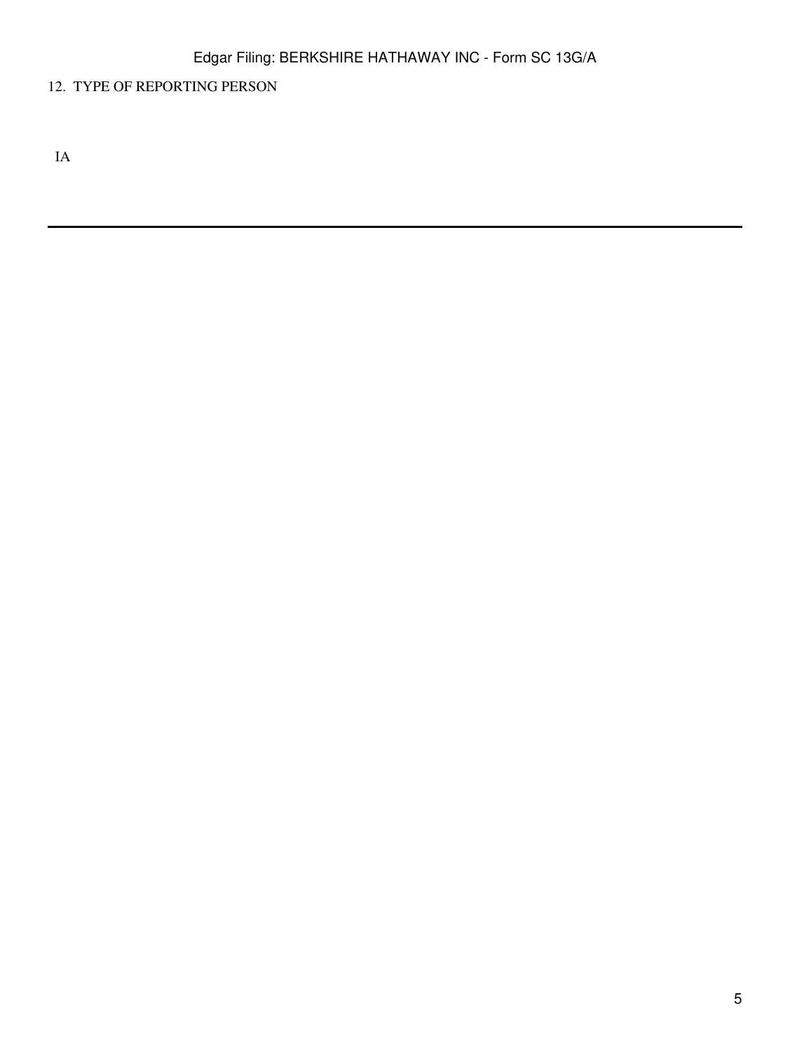12. TYPE OF REPORTING PERSON

IA

---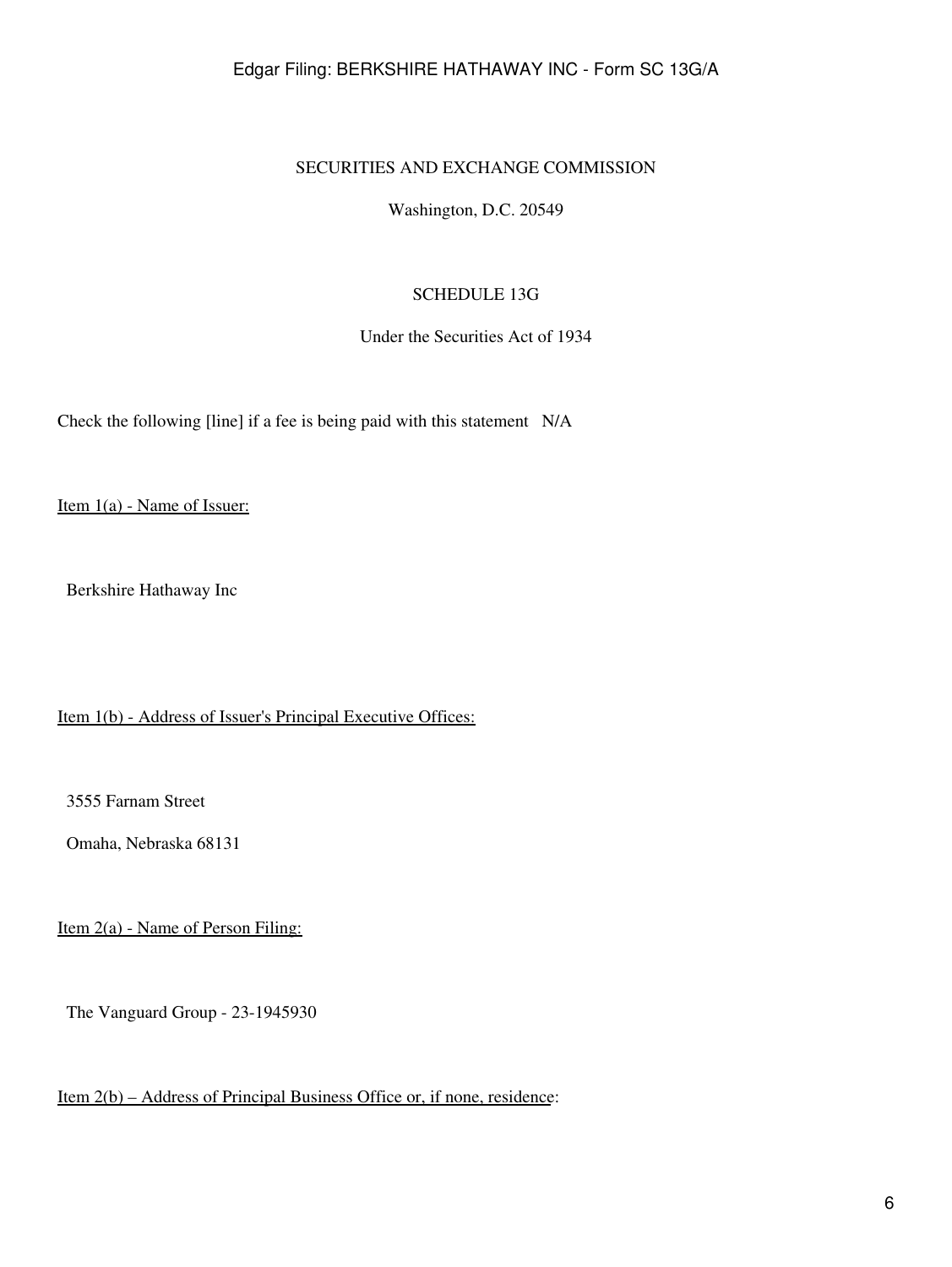SECURITIES AND EXCHANGE COMMISSION

Washington, D.C. 20549

SCHEDULE 13G

Under the Securities Act of 1934

Check the following [line] if a fee is being paid with this statement N/A

Item 1(a) - Name of Issuer:

Berkshire Hathaway Inc

Item 1(b) - Address of Issuer's Principal Executive Offices:

3555 Farnam Street

Omaha, Nebraska 68131

Item 2(a) - Name of Person Filing:

The Vanguard Group - 23-1945930

Item 2(b) – Address of Principal Business Office or, if none, residence: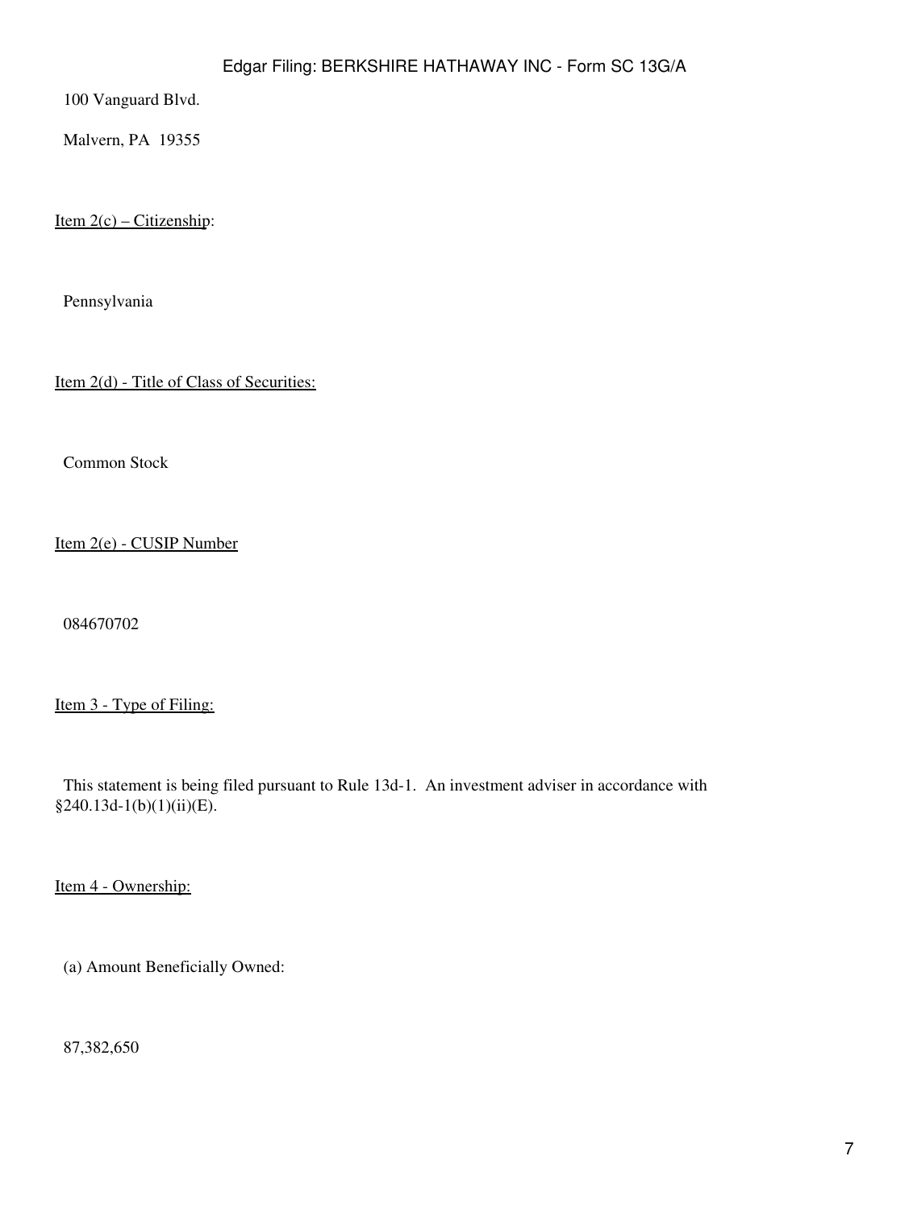100 Vanguard Blvd.

Malvern, PA  19355

Item 2(c) – Citizenship:

Pennsylvania

Item 2(d) - Title of Class of Securities:

Common Stock

Item 2(e) - CUSIP Number

084670702

Item 3 - Type of Filing:

This statement is being filed pursuant to Rule 13d-1.  An investment adviser in accordance with §240.13d-1(b)(1)(ii)(E).

Item 4 - Ownership:

(a) Amount Beneficially Owned:

87,382,650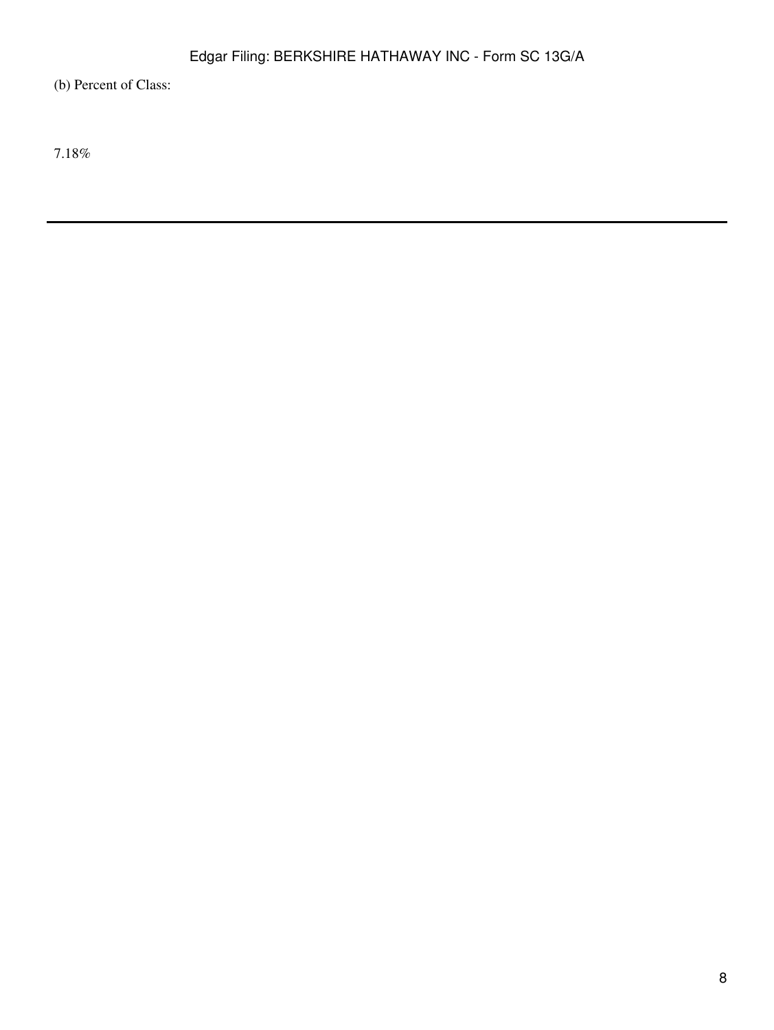(b) Percent of Class:

7.18%

---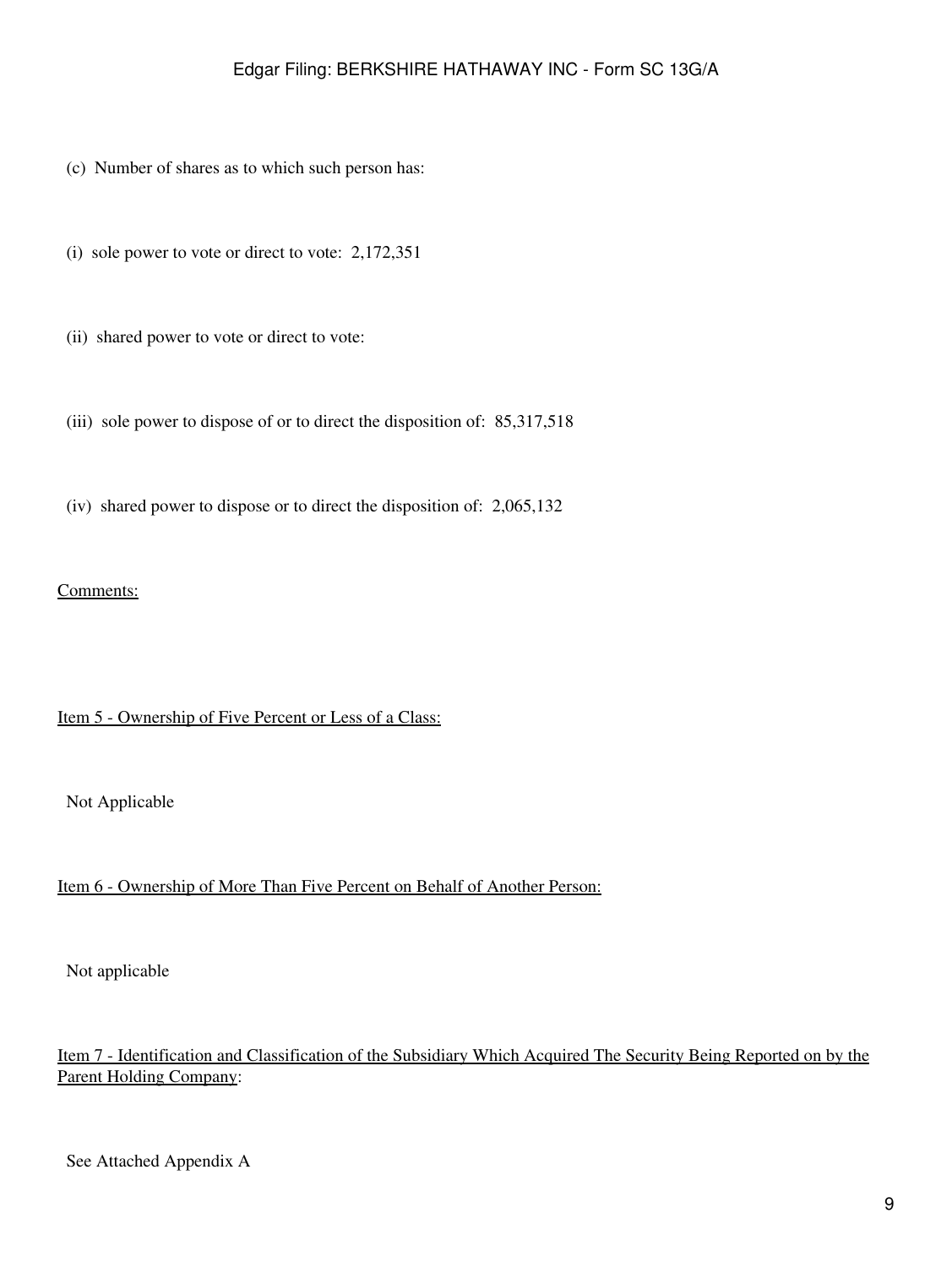(c) Number of shares as to which such person has:

(i) sole power to vote or direct to vote: 2,172,351

(ii) shared power to vote or direct to vote:

(iii) sole power to dispose of or to direct the disposition of: 85,317,518

(iv) shared power to dispose or to direct the disposition of: 2,065,132

Comments:

Item 5 - Ownership of Five Percent or Less of a Class:

Not Applicable

Item 6 - Ownership of More Than Five Percent on Behalf of Another Person:

Not applicable

Item 7 - Identification and Classification of the Subsidiary Which Acquired The Security Being Reported on by the Parent Holding Company:

See Attached Appendix A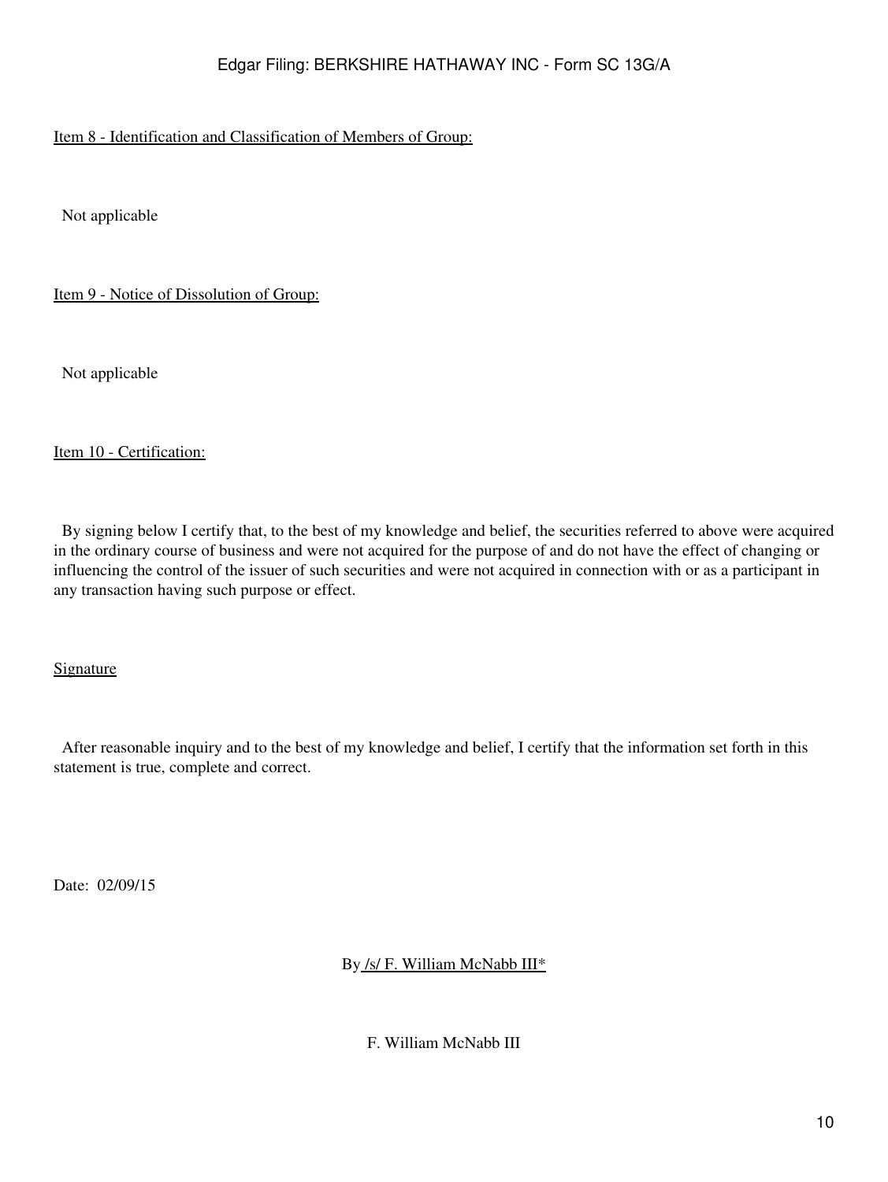Item 8 - Identification and Classification of Members of Group:

Not applicable

Item 9 - Notice of Dissolution of Group:

Not applicable

Item 10 - Certification:

By signing below I certify that, to the best of my knowledge and belief, the securities referred to above were acquired in the ordinary course of business and were not acquired for the purpose of and do not have the effect of changing or influencing the control of the issuer of such securities and were not acquired in connection with or as a participant in any transaction having such purpose or effect.

Signature

After reasonable inquiry and to the best of my knowledge and belief, I certify that the information set forth in this statement is true, complete and correct.

Date: 02/09/15

By /s/ F. William McNabb III*

F. William McNabb III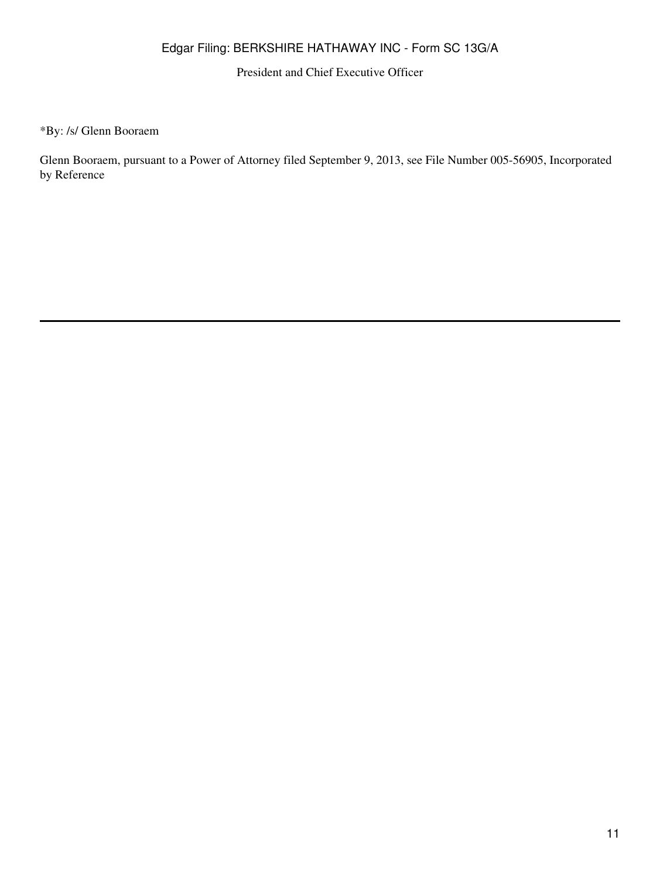President and Chief Executive Officer

*By: /s/ Glenn Booraem

Glenn Booraem, pursuant to a Power of Attorney filed September 9, 2013, see File Number 005-56905, Incorporated by Reference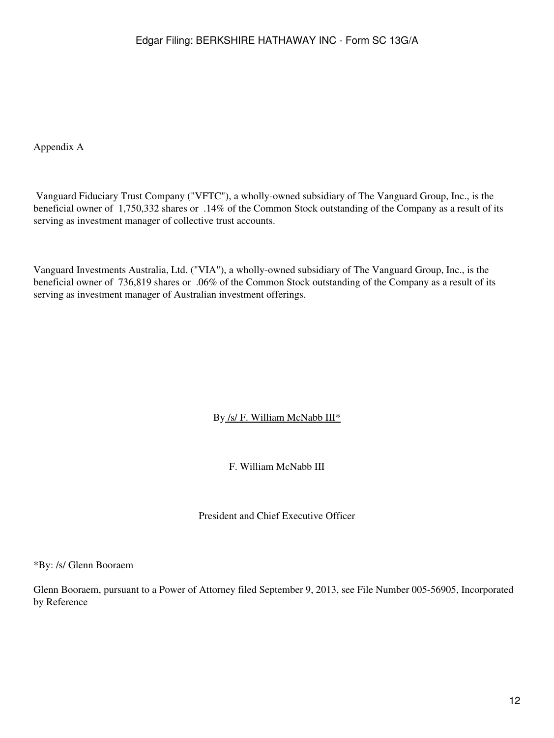Appendix A

Vanguard Fiduciary Trust Company ("VFTC"), a wholly-owned subsidiary of The Vanguard Group, Inc., is the beneficial owner of 1,750,332 shares or .14% of the Common Stock outstanding of the Company as a result of its serving as investment manager of collective trust accounts.

Vanguard Investments Australia, Ltd. ("VIA"), a wholly-owned subsidiary of The Vanguard Group, Inc., is the beneficial owner of 736,819 shares or .06% of the Common Stock outstanding of the Company as a result of its serving as investment manager of Australian investment offerings.

By /s/ F. William McNabb III*

F. William McNabb III

President and Chief Executive Officer

*By: /s/ Glenn Booraem

Glenn Booraem, pursuant to a Power of Attorney filed September 9, 2013, see File Number 005-56905, Incorporated by Reference